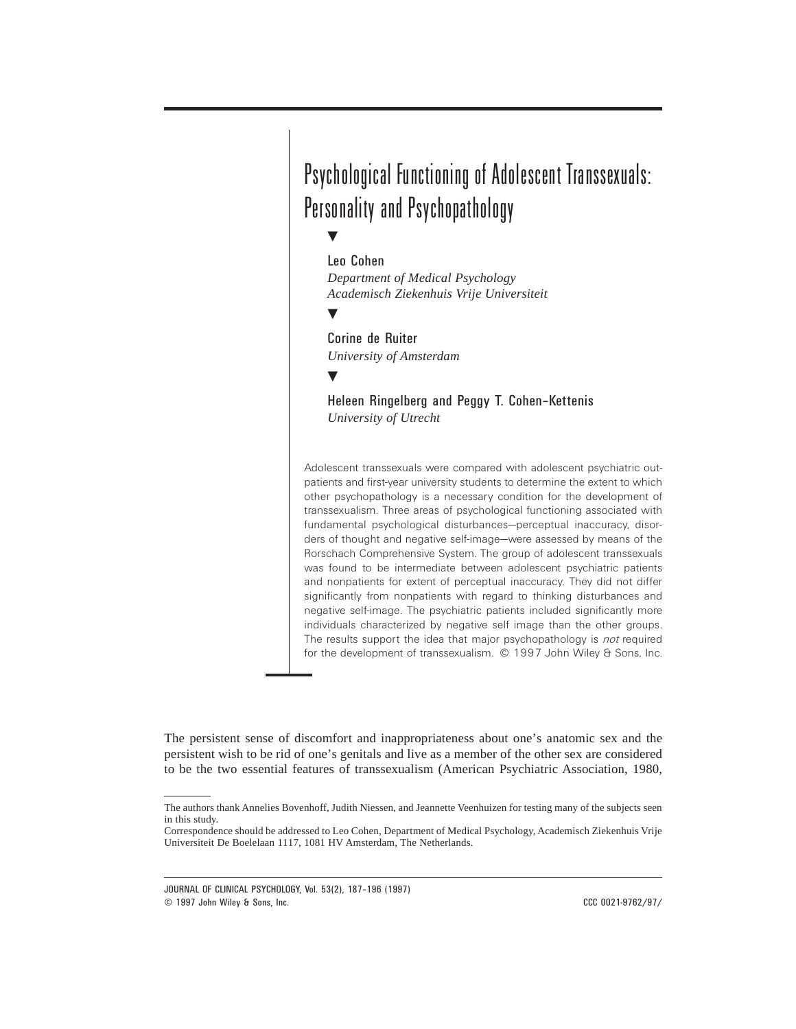# Psychological Functioning of Adolescent Transsexuals: Personality and Psychopathology

Leo Cohen
*Department of Medical Psychology*
*Academisch Ziekenhuis Vrije Universiteit*

Corine de Ruiter
*University of Amsterdam*

Heleen Ringelberg and Peggy T. Cohen-Kettenis
*University of Utrecht*

Adolescent transsexuals were compared with adolescent psychiatric outpatients and first-year university students to determine the extent to which other psychopathology is a necessary condition for the development of transsexualism. Three areas of psychological functioning associated with fundamental psychological disturbances—perceptual inaccuracy, disorders of thought and negative self-image—were assessed by means of the Rorschach Comprehensive System. The group of adolescent transsexuals was found to be intermediate between adolescent psychiatric patients and nonpatients for extent of perceptual inaccuracy. They did not differ significantly from nonpatients with regard to thinking disturbances and negative self-image. The psychiatric patients included significantly more individuals characterized by negative self image than the other groups. The results support the idea that major psychopathology is *not* required for the development of transsexualism. © 1997 John Wiley & Sons, Inc.

The persistent sense of discomfort and inappropriateness about one's anatomic sex and the persistent wish to be rid of one's genitals and live as a member of the other sex are considered to be the two essential features of transsexualism (American Psychiatric Association, 1980,

---

The authors thank Annelies Bovenhoff, Judith Niessen, and Jeannette Veenhuizen for testing many of the subjects seen in this study.

Correspondence should be addressed to Leo Cohen, Department of Medical Psychology, Academisch Ziekenhuis Vrije Universiteit De Boelelaan 1117, 1081 HV Amsterdam, The Netherlands.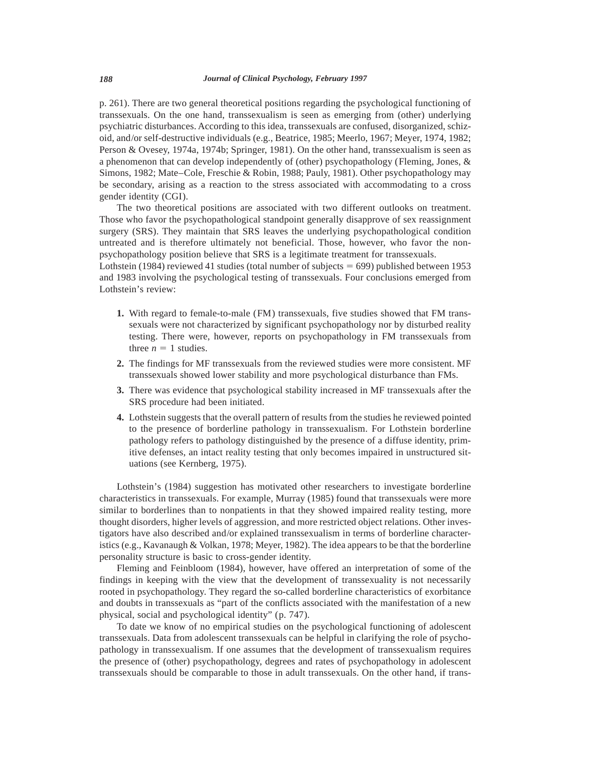p. 261). There are two general theoretical positions regarding the psychological functioning of transsexuals. On the one hand, transsexualism is seen as emerging from (other) underlying psychiatric disturbances. According to this idea, transsexuals are confused, disorganized, schizoid, and/or self-destructive individuals (e.g., Beatrice, 1985; Meerlo, 1967; Meyer, 1974, 1982; Person & Ovesey, 1974a, 1974b; Springer, 1981). On the other hand, transsexualism is seen as a phenomenon that can develop independently of (other) psychopathology (Fleming, Jones, & Simons, 1982; Mate–Cole, Freschie & Robin, 1988; Pauly, 1981). Other psychopathology may be secondary, arising as a reaction to the stress associated with accommodating to a cross gender identity (CGI).

The two theoretical positions are associated with two different outlooks on treatment. Those who favor the psychopathological standpoint generally disapprove of sex reassignment surgery (SRS). They maintain that SRS leaves the underlying psychopathological condition untreated and is therefore ultimately not beneficial. Those, however, who favor the non-psychopathology position believe that SRS is a legitimate treatment for transsexuals.

Lothstein (1984) reviewed 41 studies (total number of subjects = 699) published between 1953 and 1983 involving the psychological testing of transsexuals. Four conclusions emerged from Lothstein's review:

1. With regard to female-to-male (FM) transsexuals, five studies showed that FM transsexuals were not characterized by significant psychopathology nor by disturbed reality testing. There were, however, reports on psychopathology in FM transsexuals from three $n = 1$ studies.
2. The findings for MF transsexuals from the reviewed studies were more consistent. MF transsexuals showed lower stability and more psychological disturbance than FMs.
3. There was evidence that psychological stability increased in MF transsexuals after the SRS procedure had been initiated.
4. Lothstein suggests that the overall pattern of results from the studies he reviewed pointed to the presence of borderline pathology in transsexualism. For Lothstein borderline pathology refers to pathology distinguished by the presence of a diffuse identity, primitive defenses, an intact reality testing that only becomes impaired in unstructured situations (see Kernberg, 1975).

Lothstein's (1984) suggestion has motivated other researchers to investigate borderline characteristics in transsexuals. For example, Murray (1985) found that transsexuals were more similar to borderlines than to nonpatients in that they showed impaired reality testing, more thought disorders, higher levels of aggression, and more restricted object relations. Other investigators have also described and/or explained transsexualism in terms of borderline characteristics (e.g., Kavanaugh & Volkan, 1978; Meyer, 1982). The idea appears to be that the borderline personality structure is basic to cross-gender identity.

Fleming and Feinbloom (1984), however, have offered an interpretation of some of the findings in keeping with the view that the development of transsexuality is not necessarily rooted in psychopathology. They regard the so-called borderline characteristics of exorbitance and doubts in transsexuals as "part of the conflicts associated with the manifestation of a new physical, social and psychological identity" (p. 747).

To date we know of no empirical studies on the psychological functioning of adolescent transsexuals. Data from adolescent transsexuals can be helpful in clarifying the role of psychopathology in transsexualism. If one assumes that the development of transsexualism requires the presence of (other) psychopathology, degrees and rates of psychopathology in adolescent transsexuals should be comparable to those in adult transsexuals. On the other hand, if trans-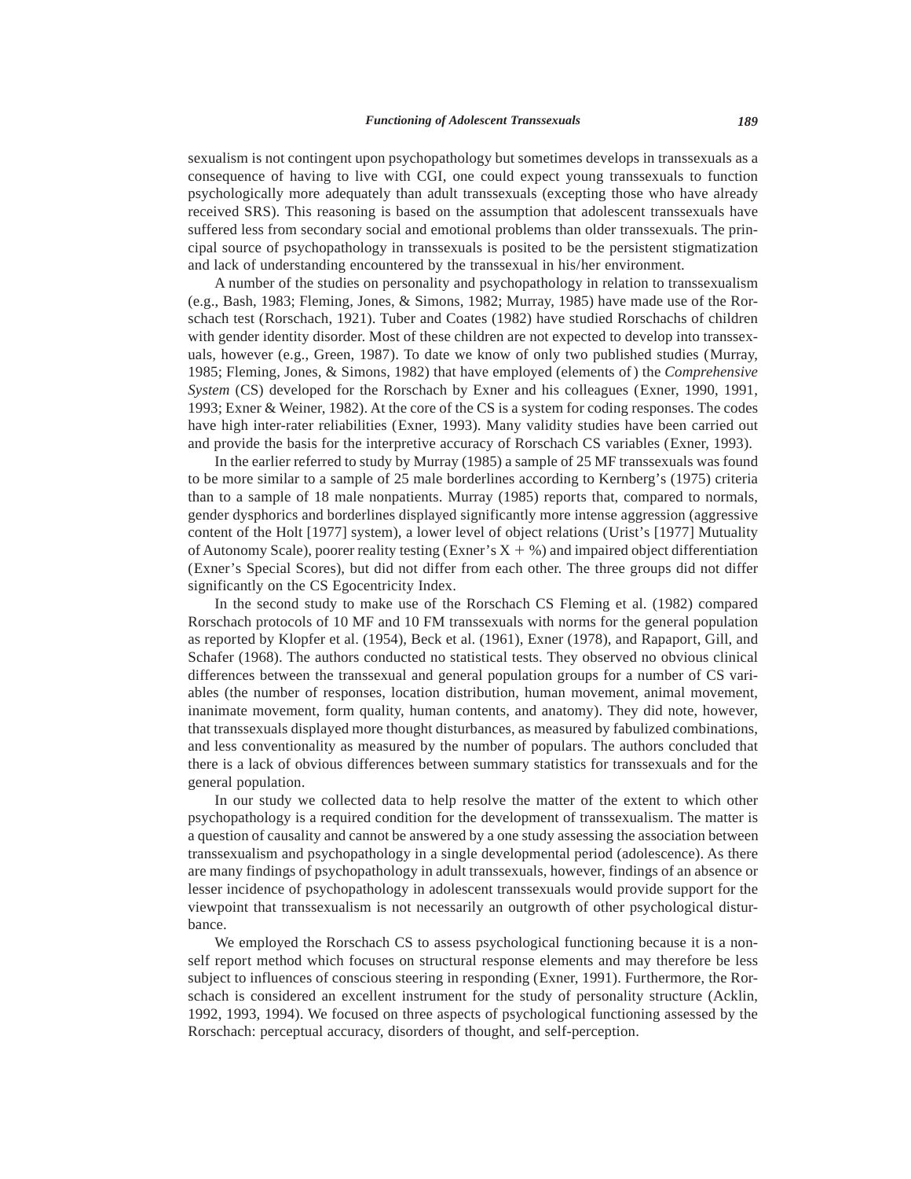sexualism is not contingent upon psychopathology but sometimes develops in transsexuals as a consequence of having to live with CGI, one could expect young transsexuals to function psychologically more adequately than adult transsexuals (excepting those who have already received SRS). This reasoning is based on the assumption that adolescent transsexuals have suffered less from secondary social and emotional problems than older transsexuals. The principal source of psychopathology in transsexuals is posited to be the persistent stigmatization and lack of understanding encountered by the transsexual in his/her environment.

A number of the studies on personality and psychopathology in relation to transsexualism (e.g., Bash, 1983; Fleming, Jones, & Simons, 1982; Murray, 1985) have made use of the Rorschach test (Rorschach, 1921). Tuber and Coates (1982) have studied Rorschachs of children with gender identity disorder. Most of these children are not expected to develop into transsexuals, however (e.g., Green, 1987). To date we know of only two published studies (Murray, 1985; Fleming, Jones, & Simons, 1982) that have employed (elements of) the *Comprehensive System* (CS) developed for the Rorschach by Exner and his colleagues (Exner, 1990, 1991, 1993; Exner & Weiner, 1982). At the core of the CS is a system for coding responses. The codes have high inter-rater reliabilities (Exner, 1993). Many validity studies have been carried out and provide the basis for the interpretive accuracy of Rorschach CS variables (Exner, 1993).

In the earlier referred to study by Murray (1985) a sample of 25 MF transsexuals was found to be more similar to a sample of 25 male borderlines according to Kernberg's (1975) criteria than to a sample of 18 male nonpatients. Murray (1985) reports that, compared to normals, gender dysphorics and borderlines displayed significantly more intense aggression (aggressive content of the Holt [1977] system), a lower level of object relations (Urist's [1977] Mutuality of Autonomy Scale), poorer reality testing (Exner's X + %) and impaired object differentiation (Exner's Special Scores), but did not differ from each other. The three groups did not differ significantly on the CS Egocentricity Index.

In the second study to make use of the Rorschach CS Fleming et al. (1982) compared Rorschach protocols of 10 MF and 10 FM transsexuals with norms for the general population as reported by Klopfer et al. (1954), Beck et al. (1961), Exner (1978), and Rapaport, Gill, and Schafer (1968). The authors conducted no statistical tests. They observed no obvious clinical differences between the transsexual and general population groups for a number of CS variables (the number of responses, location distribution, human movement, animal movement, inanimate movement, form quality, human contents, and anatomy). They did note, however, that transsexuals displayed more thought disturbances, as measured by fabulized combinations, and less conventionality as measured by the number of populars. The authors concluded that there is a lack of obvious differences between summary statistics for transsexuals and for the general population.

In our study we collected data to help resolve the matter of the extent to which other psychopathology is a required condition for the development of transsexualism. The matter is a question of causality and cannot be answered by a one study assessing the association between transsexualism and psychopathology in a single developmental period (adolescence). As there are many findings of psychopathology in adult transsexuals, however, findings of an absence or lesser incidence of psychopathology in adolescent transsexuals would provide support for the viewpoint that transsexualism is not necessarily an outgrowth of other psychological disturbance.

We employed the Rorschach CS to assess psychological functioning because it is a nonself report method which focuses on structural response elements and may therefore be less subject to influences of conscious steering in responding (Exner, 1991). Furthermore, the Rorschach is considered an excellent instrument for the study of personality structure (Acklin, 1992, 1993, 1994). We focused on three aspects of psychological functioning assessed by the Rorschach: perceptual accuracy, disorders of thought, and self-perception.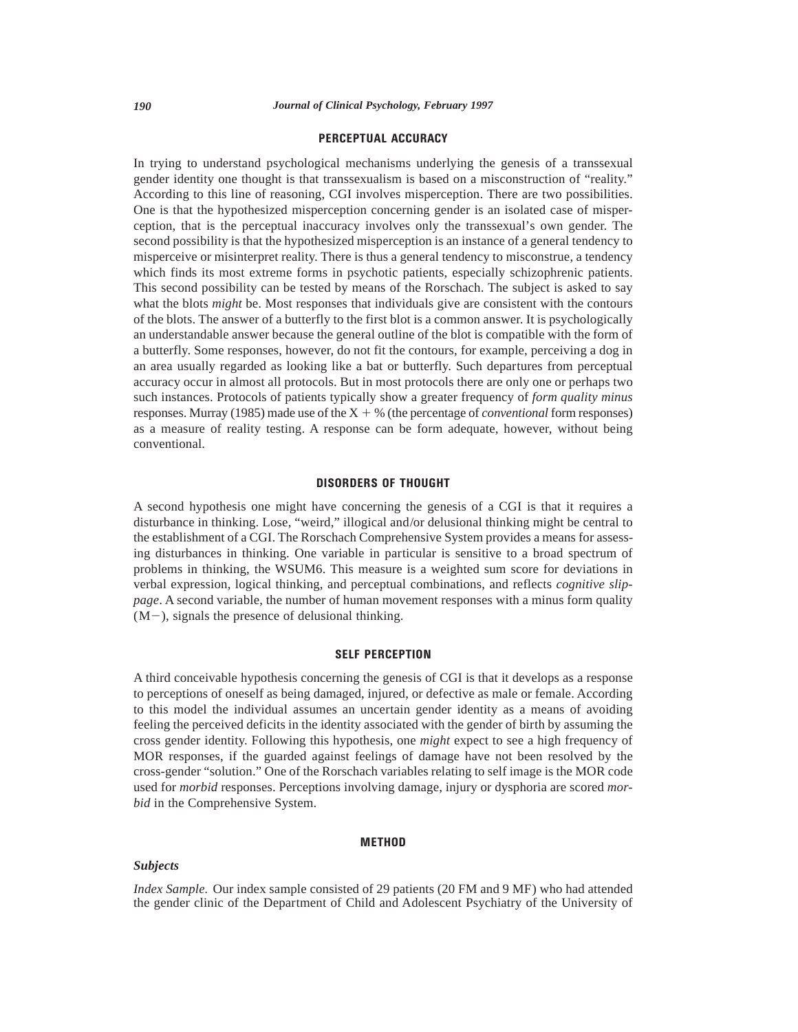## PERCEPTUAL ACCURACY

In trying to understand psychological mechanisms underlying the genesis of a transsexual gender identity one thought is that transsexualism is based on a misconstruction of "reality." According to this line of reasoning, CGI involves misperception. There are two possibilities. One is that the hypothesized misperception concerning gender is an isolated case of misperception, that is the perceptual inaccuracy involves only the transsexual's own gender. The second possibility is that the hypothesized misperception is an instance of a general tendency to misperceive or misinterpret reality. There is thus a general tendency to misconstrue, a tendency which finds its most extreme forms in psychotic patients, especially schizophrenic patients. This second possibility can be tested by means of the Rorschach. The subject is asked to say what the blots *might* be. Most responses that individuals give are consistent with the contours of the blots. The answer of a butterfly to the first blot is a common answer. It is psychologically an understandable answer because the general outline of the blot is compatible with the form of a butterfly. Some responses, however, do not fit the contours, for example, perceiving a dog in an area usually regarded as looking like a bat or butterfly. Such departures from perceptual accuracy occur in almost all protocols. But in most protocols there are only one or perhaps two such instances. Protocols of patients typically show a greater frequency of *form quality minus* responses. Murray (1985) made use of the X + % (the percentage of *conventional* form responses) as a measure of reality testing. A response can be form adequate, however, without being conventional.

## DISORDERS OF THOUGHT

A second hypothesis one might have concerning the genesis of a CGI is that it requires a disturbance in thinking. Lose, "weird," illogical and/or delusional thinking might be central to the establishment of a CGI. The Rorschach Comprehensive System provides a means for assessing disturbances in thinking. One variable in particular is sensitive to a broad spectrum of problems in thinking, the WSUM6. This measure is a weighted sum score for deviations in verbal expression, logical thinking, and perceptual combinations, and reflects *cognitive slippage*. A second variable, the number of human movement responses with a minus form quality (M−), signals the presence of delusional thinking.

## SELF PERCEPTION

A third conceivable hypothesis concerning the genesis of CGI is that it develops as a response to perceptions of oneself as being damaged, injured, or defective as male or female. According to this model the individual assumes an uncertain gender identity as a means of avoiding feeling the perceived deficits in the identity associated with the gender of birth by assuming the cross gender identity. Following this hypothesis, one *might* expect to see a high frequency of MOR responses, if the guarded against feelings of damage have not been resolved by the cross-gender "solution." One of the Rorschach variables relating to self image is the MOR code used for *morbid* responses. Perceptions involving damage, injury or dysphoria are scored *morbid* in the Comprehensive System.

## METHOD

### *Subjects*

*Index Sample.* Our index sample consisted of 29 patients (20 FM and 9 MF) who had attended the gender clinic of the Department of Child and Adolescent Psychiatry of the University of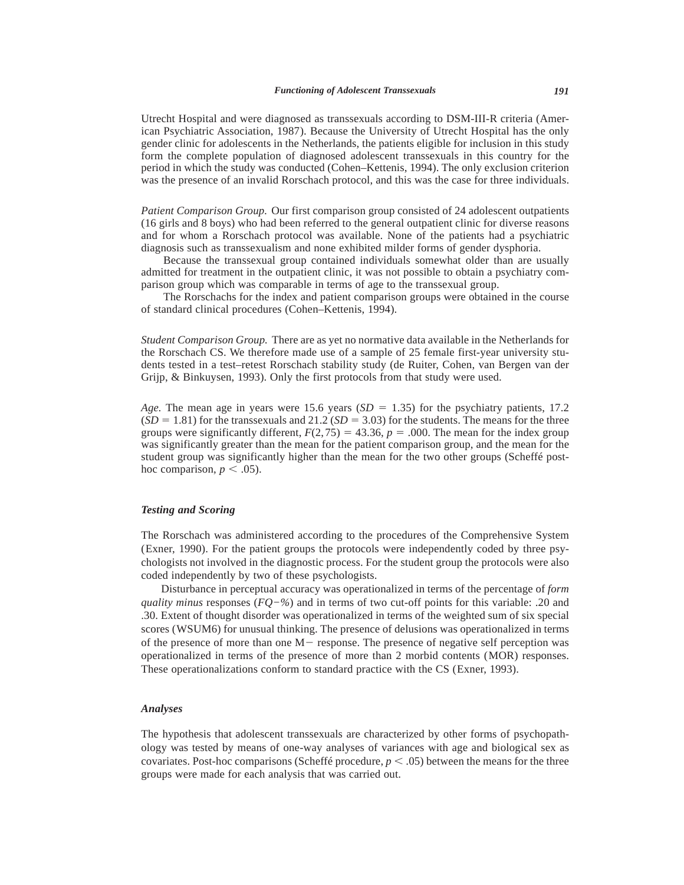Utrecht Hospital and were diagnosed as transsexuals according to DSM-III-R criteria (American Psychiatric Association, 1987). Because the University of Utrecht Hospital has the only gender clinic for adolescents in the Netherlands, the patients eligible for inclusion in this study form the complete population of diagnosed adolescent transsexuals in this country for the period in which the study was conducted (Cohen–Kettenis, 1994). The only exclusion criterion was the presence of an invalid Rorschach protocol, and this was the case for three individuals.

*Patient Comparison Group.* Our first comparison group consisted of 24 adolescent outpatients (16 girls and 8 boys) who had been referred to the general outpatient clinic for diverse reasons and for whom a Rorschach protocol was available. None of the patients had a psychiatric diagnosis such as transsexualism and none exhibited milder forms of gender dysphoria.

Because the transsexual group contained individuals somewhat older than are usually admitted for treatment in the outpatient clinic, it was not possible to obtain a psychiatry comparison group which was comparable in terms of age to the transsexual group.

The Rorschachs for the index and patient comparison groups were obtained in the course of standard clinical procedures (Cohen–Kettenis, 1994).

*Student Comparison Group.* There are as yet no normative data available in the Netherlands for the Rorschach CS. We therefore made use of a sample of 25 female first-year university students tested in a test–retest Rorschach stability study (de Ruiter, Cohen, van Bergen van der Grijp, & Binkuysen, 1993). Only the first protocols from that study were used.

*Age.* The mean age in years were 15.6 years ($SD = 1.35$) for the psychiatry patients, 17.2 ($SD = 1.81$) for the transsexuals and 21.2 ($SD = 3.03$) for the students. The means for the three groups were significantly different, $F(2, 75) = 43.36$, $p = .000$. The mean for the index group was significantly greater than the mean for the patient comparison group, and the mean for the student group was significantly higher than the mean for the two other groups (Scheffé post-hoc comparison, $p < .05$).

### Testing and Scoring

The Rorschach was administered according to the procedures of the Comprehensive System (Exner, 1990). For the patient groups the protocols were independently coded by three psychologists not involved in the diagnostic process. For the student group the protocols were also coded independently by two of these psychologists.

Disturbance in perceptual accuracy was operationalized in terms of the percentage of *form quality minus* responses (*FQ−%*) and in terms of two cut-off points for this variable: .20 and .30. Extent of thought disorder was operationalized in terms of the weighted sum of six special scores (WSUM6) for unusual thinking. The presence of delusions was operationalized in terms of the presence of more than one M− response. The presence of negative self perception was operationalized in terms of the presence of more than 2 morbid contents (MOR) responses. These operationalizations conform to standard practice with the CS (Exner, 1993).

### Analyses

The hypothesis that adolescent transsexuals are characterized by other forms of psychopathology was tested by means of one-way analyses of variances with age and biological sex as covariates. Post-hoc comparisons (Scheffé procedure, $p < .05$) between the means for the three groups were made for each analysis that was carried out.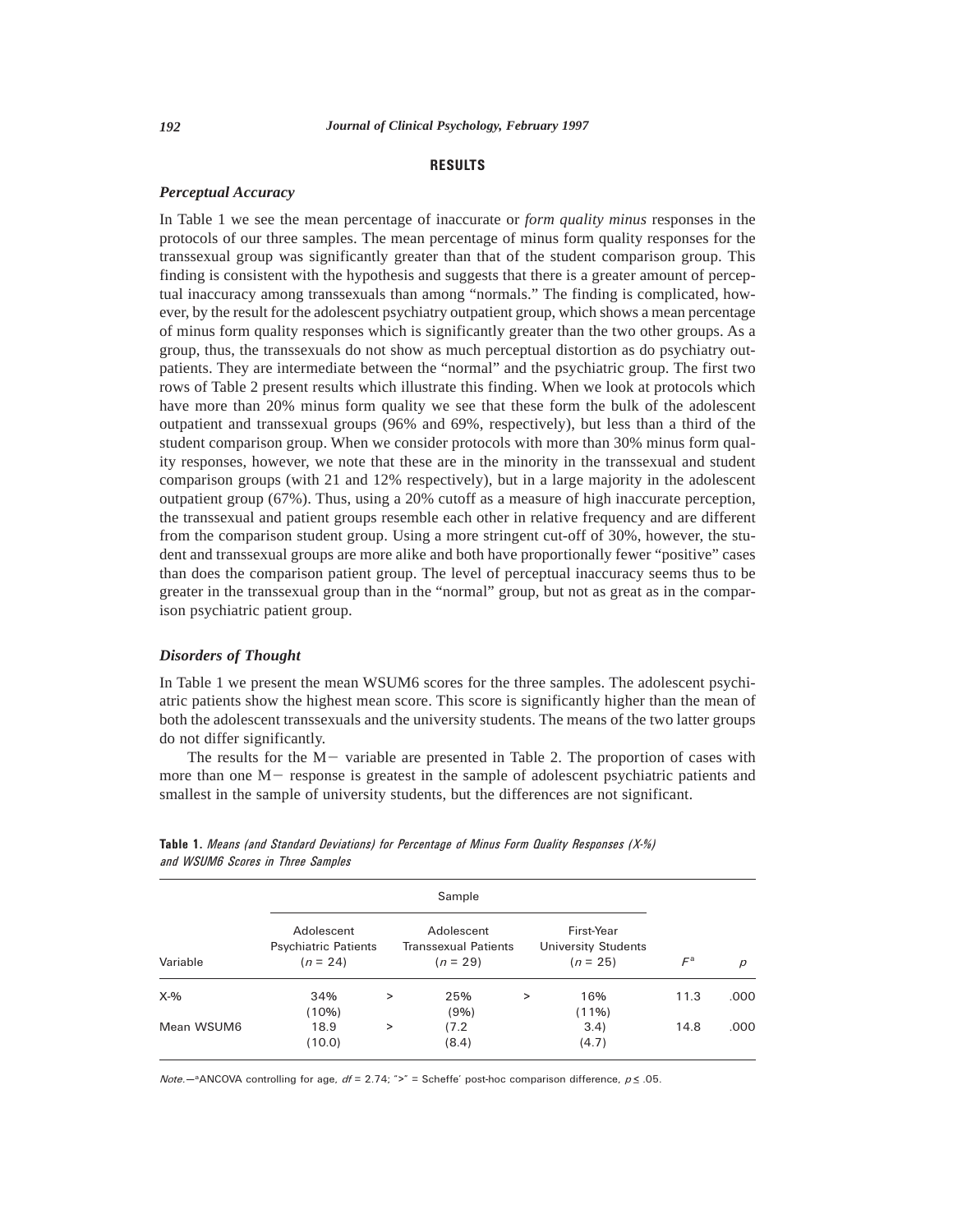## RESULTS

### *Perceptual Accuracy*

In Table 1 we see the mean percentage of inaccurate or *form quality minus* responses in the protocols of our three samples. The mean percentage of minus form quality responses for the transsexual group was significantly greater than that of the student comparison group. This finding is consistent with the hypothesis and suggests that there is a greater amount of perceptual inaccuracy among transsexuals than among "normals." The finding is complicated, however, by the result for the adolescent psychiatry outpatient group, which shows a mean percentage of minus form quality responses which is significantly greater than the two other groups. As a group, thus, the transsexuals do not show as much perceptual distortion as do psychiatry outpatients. They are intermediate between the "normal" and the psychiatric group. The first two rows of Table 2 present results which illustrate this finding. When we look at protocols which have more than 20% minus form quality we see that these form the bulk of the adolescent outpatient and transsexual groups (96% and 69%, respectively), but less than a third of the student comparison group. When we consider protocols with more than 30% minus form quality responses, however, we note that these are in the minority in the transsexual and student comparison groups (with 21 and 12% respectively), but in a large majority in the adolescent outpatient group (67%). Thus, using a 20% cutoff as a measure of high inaccurate perception, the transsexual and patient groups resemble each other in relative frequency and are different from the comparison student group. Using a more stringent cut-off of 30%, however, the student and transsexual groups are more alike and both have proportionally fewer "positive" cases than does the comparison patient group. The level of perceptual inaccuracy seems thus to be greater in the transsexual group than in the "normal" group, but not as great as in the comparison psychiatric patient group.

### *Disorders of Thought*

In Table 1 we present the mean WSUM6 scores for the three samples. The adolescent psychiatric patients show the highest mean score. This score is significantly higher than the mean of both the adolescent transsexuals and the university students. The means of the two latter groups do not differ significantly.

The results for the M− variable are presented in Table 2. The proportion of cases with more than one M− response is greatest in the sample of adolescent psychiatric patients and smallest in the sample of university students, but the differences are not significant.

**Table 1.** *Means (and Standard Deviations) for Percentage of Minus Form Quality Responses (X-%) and WSUM6 Scores in Three Samples*

| | Sample | | | | | | |
|---|---|---|---|---|---|---|---|
| Variable | Adolescent Psychiatric Patients ($n$ = 24) | | Adolescent Transsexual Patients ($n$ = 29) | | First-Year University Students ($n$ = 25) | $F$[a] | $p$ |
| X-% | 34% (10%) | > | 25% (9%) | > | 16% (11%) | 11.3 | .000 |
| Mean WSUM6 | 18.9 (10.0) | > | (7.2 (8.4) | | 3.4) (4.7) | 14.8 | .000 |

*Note.*—[a]ANCOVA controlling for age, $df$ = 2.74; ">" = Scheffe' post-hoc comparison difference, $p \leq .05$.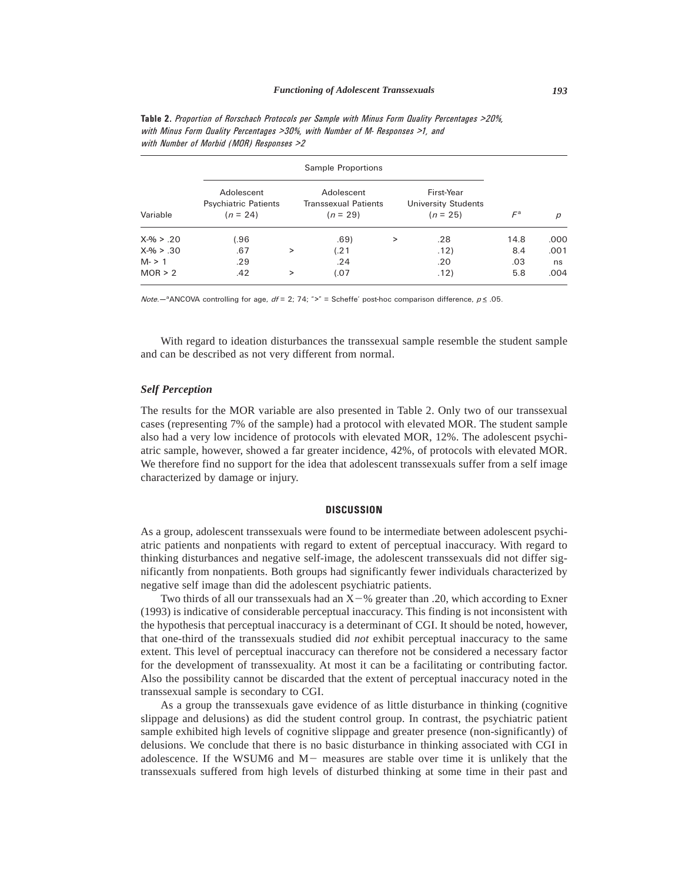**Table 2.** *Proportion of Rorschach Protocols per Sample with Minus Form Quality Percentages >20%, with Minus Form Quality Percentages >30%, with Number of M- Responses >1, and with Number of Morbid (MOR) Responses >2*

| | Sample Proportions | | | | | | |
|---|---|---|---|---|---|---|---|
| Variable | Adolescent Psychiatric Patients ($n$ = 24) | | Adolescent Transsexual Patients ($n$ = 29) | | First-Year University Students ($n$ = 25) | $F$[a] | $p$ |
| X-% > .20 | (.96 | | .69) | > | .28 | 14.8 | .000 |
| X-% > .30 | .67 | > | (.21 | | .12) | 8.4 | .001 |
| M- > 1 | .29 | | .24 | | .20 | .03 | ns |
| MOR > 2 | .42 | > | (.07 | | .12) | 5.8 | .004 |

*Note.*—[a]ANCOVA controlling for age, $df$ = 2; 74; ">" = Scheffe' post-hoc comparison difference, $p \leq .05$.

With regard to ideation disturbances the transsexual sample resemble the student sample and can be described as not very different from normal.

### *Self Perception*

The results for the MOR variable are also presented in Table 2. Only two of our transsexual cases (representing 7% of the sample) had a protocol with elevated MOR. The student sample also had a very low incidence of protocols with elevated MOR, 12%. The adolescent psychiatric sample, however, showed a far greater incidence, 42%, of protocols with elevated MOR. We therefore find no support for the idea that adolescent transsexuals suffer from a self image characterized by damage or injury.

## DISCUSSION

As a group, adolescent transsexuals were found to be intermediate between adolescent psychiatric patients and nonpatients with regard to extent of perceptual inaccuracy. With regard to thinking disturbances and negative self-image, the adolescent transsexuals did not differ significantly from nonpatients. Both groups had significantly fewer individuals characterized by negative self image than did the adolescent psychiatric patients.

Two thirds of all our transsexuals had an X−% greater than .20, which according to Exner (1993) is indicative of considerable perceptual inaccuracy. This finding is not inconsistent with the hypothesis that perceptual inaccuracy is a determinant of CGI. It should be noted, however, that one-third of the transsexuals studied did *not* exhibit perceptual inaccuracy to the same extent. This level of perceptual inaccuracy can therefore not be considered a necessary factor for the development of transsexuality. At most it can be a facilitating or contributing factor. Also the possibility cannot be discarded that the extent of perceptual inaccuracy noted in the transsexual sample is secondary to CGI.

As a group the transsexuals gave evidence of as little disturbance in thinking (cognitive slippage and delusions) as did the student control group. In contrast, the psychiatric patient sample exhibited high levels of cognitive slippage and greater presence (non-significantly) of delusions. We conclude that there is no basic disturbance in thinking associated with CGI in adolescence. If the WSUM6 and M− measures are stable over time it is unlikely that the transsexuals suffered from high levels of disturbed thinking at some time in their past and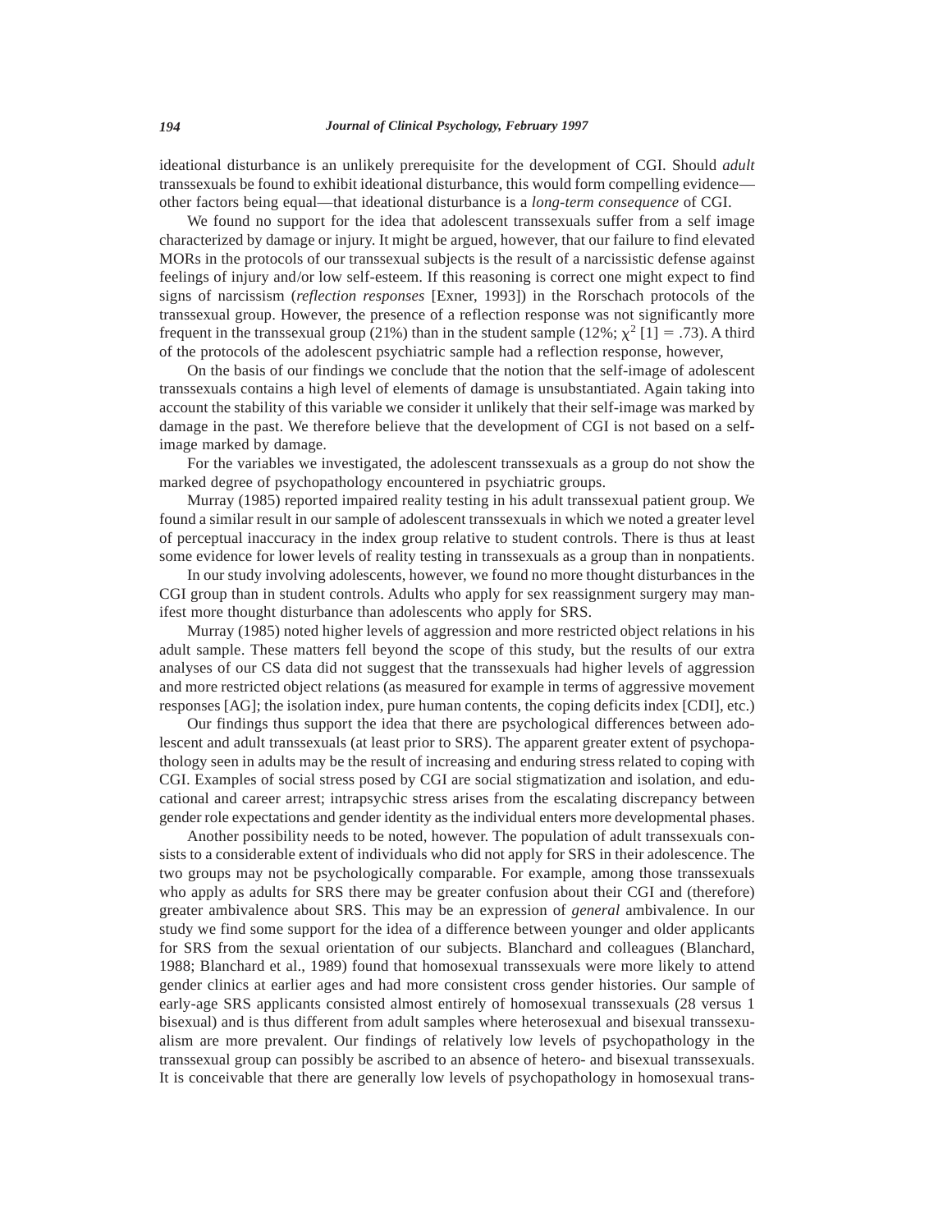ideational disturbance is an unlikely prerequisite for the development of CGI. Should *adult* transsexuals be found to exhibit ideational disturbance, this would form compelling evidence—other factors being equal—that ideational disturbance is a *long-term consequence* of CGI.

We found no support for the idea that adolescent transsexuals suffer from a self image characterized by damage or injury. It might be argued, however, that our failure to find elevated MORs in the protocols of our transsexual subjects is the result of a narcissistic defense against feelings of injury and/or low self-esteem. If this reasoning is correct one might expect to find signs of narcissism (*reflection responses* [Exner, 1993]) in the Rorschach protocols of the transsexual group. However, the presence of a reflection response was not significantly more frequent in the transsexual group (21%) than in the student sample (12%; $\chi^2$ [1] = .73). A third of the protocols of the adolescent psychiatric sample had a reflection response, however,

On the basis of our findings we conclude that the notion that the self-image of adolescent transsexuals contains a high level of elements of damage is unsubstantiated. Again taking into account the stability of this variable we consider it unlikely that their self-image was marked by damage in the past. We therefore believe that the development of CGI is not based on a self-image marked by damage.

For the variables we investigated, the adolescent transsexuals as a group do not show the marked degree of psychopathology encountered in psychiatric groups.

Murray (1985) reported impaired reality testing in his adult transsexual patient group. We found a similar result in our sample of adolescent transsexuals in which we noted a greater level of perceptual inaccuracy in the index group relative to student controls. There is thus at least some evidence for lower levels of reality testing in transsexuals as a group than in nonpatients.

In our study involving adolescents, however, we found no more thought disturbances in the CGI group than in student controls. Adults who apply for sex reassignment surgery may manifest more thought disturbance than adolescents who apply for SRS.

Murray (1985) noted higher levels of aggression and more restricted object relations in his adult sample. These matters fell beyond the scope of this study, but the results of our extra analyses of our CS data did not suggest that the transsexuals had higher levels of aggression and more restricted object relations (as measured for example in terms of aggressive movement responses [AG]; the isolation index, pure human contents, the coping deficits index [CDI], etc.)

Our findings thus support the idea that there are psychological differences between adolescent and adult transsexuals (at least prior to SRS). The apparent greater extent of psychopathology seen in adults may be the result of increasing and enduring stress related to coping with CGI. Examples of social stress posed by CGI are social stigmatization and isolation, and educational and career arrest; intrapsychic stress arises from the escalating discrepancy between gender role expectations and gender identity as the individual enters more developmental phases.

Another possibility needs to be noted, however. The population of adult transsexuals consists to a considerable extent of individuals who did not apply for SRS in their adolescence. The two groups may not be psychologically comparable. For example, among those transsexuals who apply as adults for SRS there may be greater confusion about their CGI and (therefore) greater ambivalence about SRS. This may be an expression of *general* ambivalence. In our study we find some support for the idea of a difference between younger and older applicants for SRS from the sexual orientation of our subjects. Blanchard and colleagues (Blanchard, 1988; Blanchard et al., 1989) found that homosexual transsexuals were more likely to attend gender clinics at earlier ages and had more consistent cross gender histories. Our sample of early-age SRS applicants consisted almost entirely of homosexual transsexuals (28 versus 1 bisexual) and is thus different from adult samples where heterosexual and bisexual transsexualism are more prevalent. Our findings of relatively low levels of psychopathology in the transsexual group can possibly be ascribed to an absence of hetero- and bisexual transsexuals. It is conceivable that there are generally low levels of psychopathology in homosexual trans-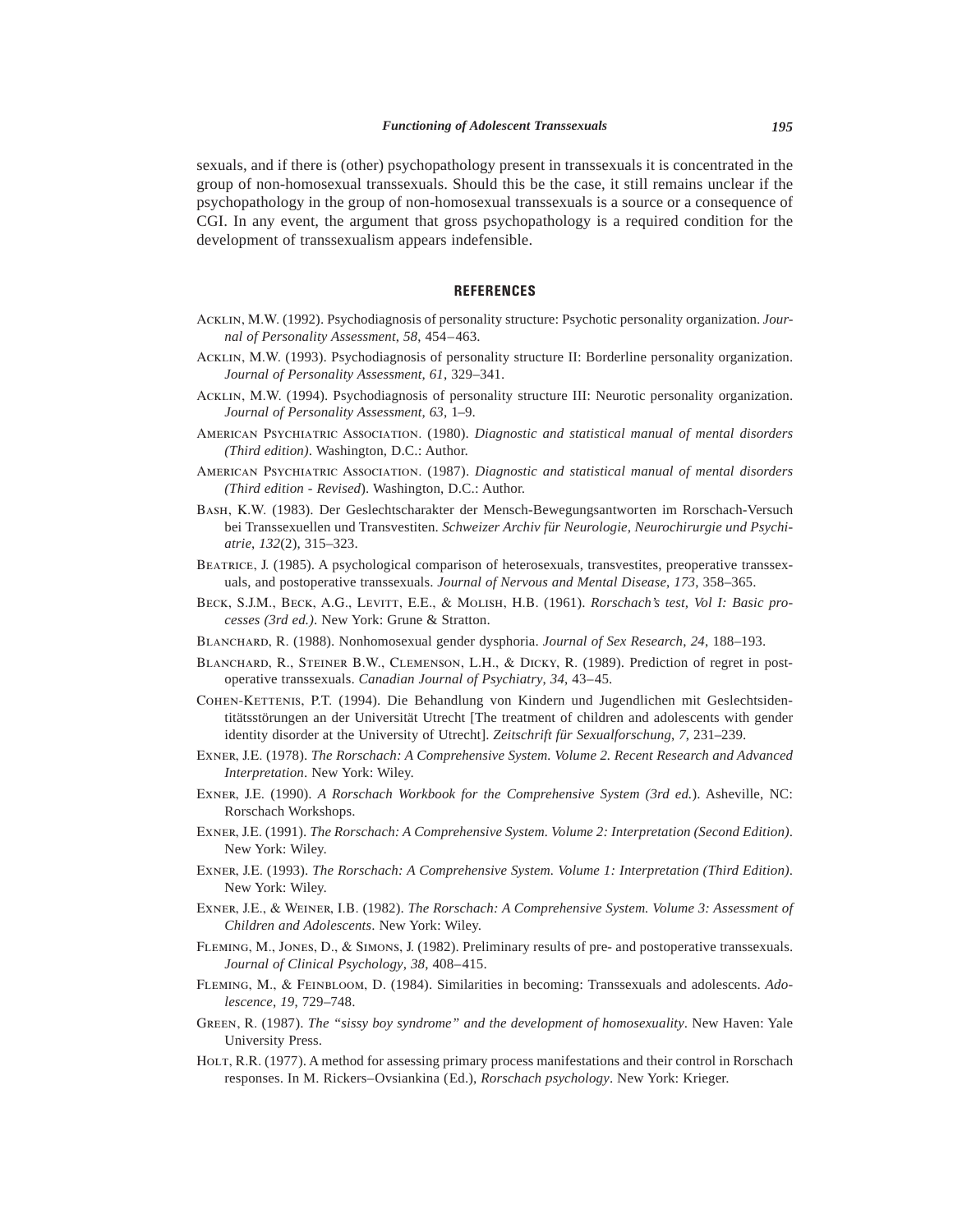sexuals, and if there is (other) psychopathology present in transsexuals it is concentrated in the group of non-homosexual transsexuals. Should this be the case, it still remains unclear if the psychopathology in the group of non-homosexual transsexuals is a source or a consequence of CGI. In any event, the argument that gross psychopathology is a required condition for the development of transsexualism appears indefensible.

## REFERENCES

Acklin, M.W. (1992). Psychodiagnosis of personality structure: Psychotic personality organization. *Journal of Personality Assessment*, *58*, 454–463.

Acklin, M.W. (1993). Psychodiagnosis of personality structure II: Borderline personality organization. *Journal of Personality Assessment*, *61*, 329–341.

Acklin, M.W. (1994). Psychodiagnosis of personality structure III: Neurotic personality organization. *Journal of Personality Assessment*, *63*, 1–9.

American Psychiatric Association. (1980). *Diagnostic and statistical manual of mental disorders (Third edition)*. Washington, D.C.: Author.

American Psychiatric Association. (1987). *Diagnostic and statistical manual of mental disorders (Third edition - Revised*). Washington, D.C.: Author.

Bash, K.W. (1983). Der Geslechtscharakter der Mensch-Bewegungsantworten im Rorschach-Versuch bei Transsexuellen und Transvestiten. *Schweizer Archiv für Neurologie, Neurochirurgie und Psychiatrie*, *132*(2), 315–323.

Beatrice, J. (1985). A psychological comparison of heterosexuals, transvestites, preoperative transsexuals, and postoperative transsexuals. *Journal of Nervous and Mental Disease*, *173*, 358–365.

Beck, S.J.M., Beck, A.G., Levitt, E.E., & Molish, H.B. (1961). *Rorschach's test, Vol I: Basic processes (3rd ed.)*. New York: Grune & Stratton.

Blanchard, R. (1988). Nonhomosexual gender dysphoria. *Journal of Sex Research*, *24*, 188–193.

Blanchard, R., Steiner B.W., Clemenson, L.H., & Dicky, R. (1989). Prediction of regret in postoperative transsexuals. *Canadian Journal of Psychiatry*, *34*, 43–45.

Cohen-Kettenis, P.T. (1994). Die Behandlung von Kindern und Jugendlichen mit Geslechtsidentitätsstörungen an der Universität Utrecht [The treatment of children and adolescents with gender identity disorder at the University of Utrecht]. *Zeitschrift für Sexualforschung*, *7*, 231–239.

Exner, J.E. (1978). *The Rorschach: A Comprehensive System. Volume 2. Recent Research and Advanced Interpretation*. New York: Wiley.

Exner, J.E. (1990). *A Rorschach Workbook for the Comprehensive System (3rd ed.*). Asheville, NC: Rorschach Workshops.

Exner, J.E. (1991). *The Rorschach: A Comprehensive System. Volume 2: Interpretation (Second Edition)*. New York: Wiley.

Exner, J.E. (1993). *The Rorschach: A Comprehensive System. Volume 1: Interpretation (Third Edition)*. New York: Wiley.

Exner, J.E., & Weiner, I.B. (1982). *The Rorschach: A Comprehensive System. Volume 3: Assessment of Children and Adolescents*. New York: Wiley.

Fleming, M., Jones, D., & Simons, J. (1982). Preliminary results of pre- and postoperative transsexuals. *Journal of Clinical Psychology*, *38*, 408–415.

Fleming, M., & Feinbloom, D. (1984). Similarities in becoming: Transsexuals and adolescents. *Adolescence*, *19*, 729–748.

Green, R. (1987). *The "sissy boy syndrome" and the development of homosexuality*. New Haven: Yale University Press.

Holt, R.R. (1977). A method for assessing primary process manifestations and their control in Rorschach responses. In M. Rickers–Ovsiankina (Ed.), *Rorschach psychology*. New York: Krieger.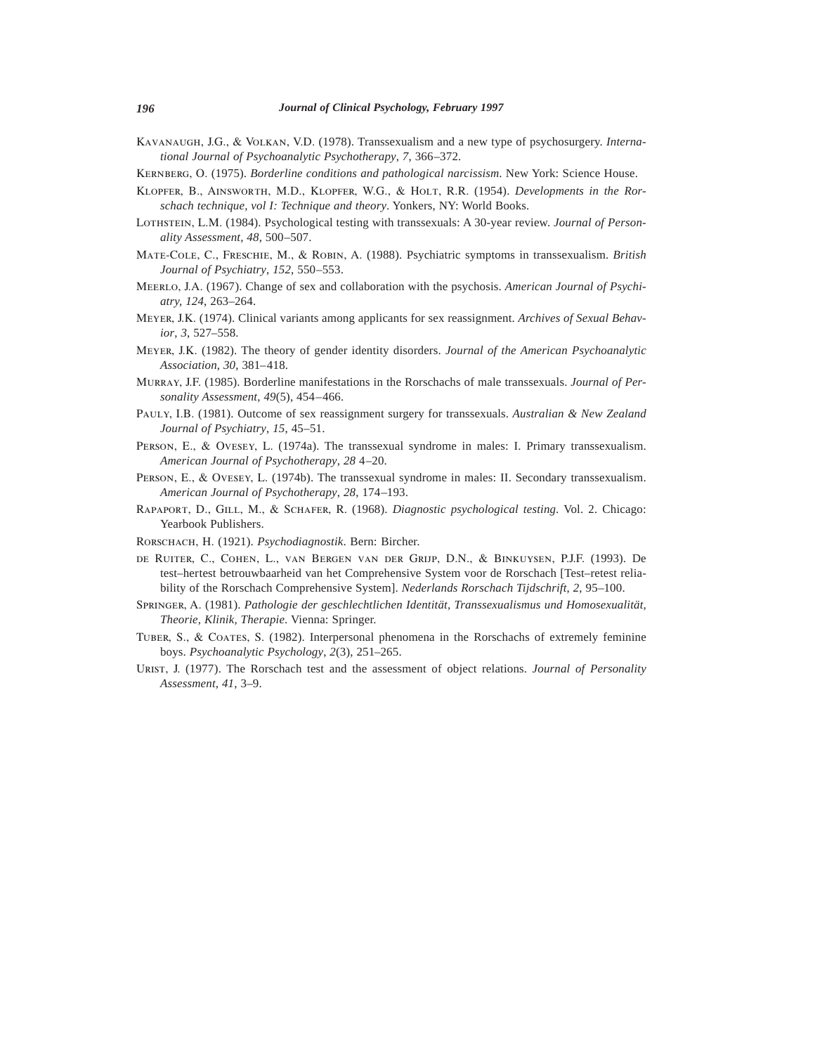Kavanaugh, J.G., & Volkan, V.D. (1978). Transsexualism and a new type of psychosurgery. *International Journal of Psychoanalytic Psychotherapy*, *7*, 366–372.

Kernberg, O. (1975). *Borderline conditions and pathological narcissism*. New York: Science House.

Klopfer, B., Ainsworth, M.D., Klopfer, W.G., & Holt, R.R. (1954). *Developments in the Rorschach technique, vol I: Technique and theory*. Yonkers, NY: World Books.

Lothstein, L.M. (1984). Psychological testing with transsexuals: A 30-year review. *Journal of Personality Assessment*, *48*, 500–507.

Mate-Cole, C., Freschie, M., & Robin, A. (1988). Psychiatric symptoms in transsexualism. *British Journal of Psychiatry*, *152*, 550–553.

Meerlo, J.A. (1967). Change of sex and collaboration with the psychosis. *American Journal of Psychiatry*, *124*, 263–264.

Meyer, J.K. (1974). Clinical variants among applicants for sex reassignment. *Archives of Sexual Behavior*, *3*, 527–558.

Meyer, J.K. (1982). The theory of gender identity disorders. *Journal of the American Psychoanalytic Association*, *30*, 381–418.

Murray, J.F. (1985). Borderline manifestations in the Rorschachs of male transsexuals. *Journal of Personality Assessment*, *49*(5), 454–466.

Pauly, I.B. (1981). Outcome of sex reassignment surgery for transsexuals. *Australian & New Zealand Journal of Psychiatry*, *15*, 45–51.

Person, E., & Ovesey, L. (1974a). The transsexual syndrome in males: I. Primary transsexualism. *American Journal of Psychotherapy*, *28* 4–20.

Person, E., & Ovesey, L. (1974b). The transsexual syndrome in males: II. Secondary transsexualism. *American Journal of Psychotherapy*, *28*, 174–193.

Rapaport, D., Gill, M., & Schafer, R. (1968). *Diagnostic psychological testing*. Vol. 2. Chicago: Yearbook Publishers.

Rorschach, H. (1921). *Psychodiagnostik*. Bern: Bircher.

de Ruiter, C., Cohen, L., van Bergen van der Grijp, D.N., & Binkuysen, P.J.F. (1993). De test–hertest betrouwbaarheid van het Comprehensive System voor de Rorschach [Test–retest reliability of the Rorschach Comprehensive System]. *Nederlands Rorschach Tijdschrift*, *2*, 95–100.

Springer, A. (1981). *Pathologie der geschlechtlichen Identität, Transsexualismus und Homosexualität, Theorie, Klinik, Therapie*. Vienna: Springer.

Tuber, S., & Coates, S. (1982). Interpersonal phenomena in the Rorschachs of extremely feminine boys. *Psychoanalytic Psychology*, *2*(3), 251–265.

Urist, J. (1977). The Rorschach test and the assessment of object relations. *Journal of Personality Assessment*, *41*, 3–9.